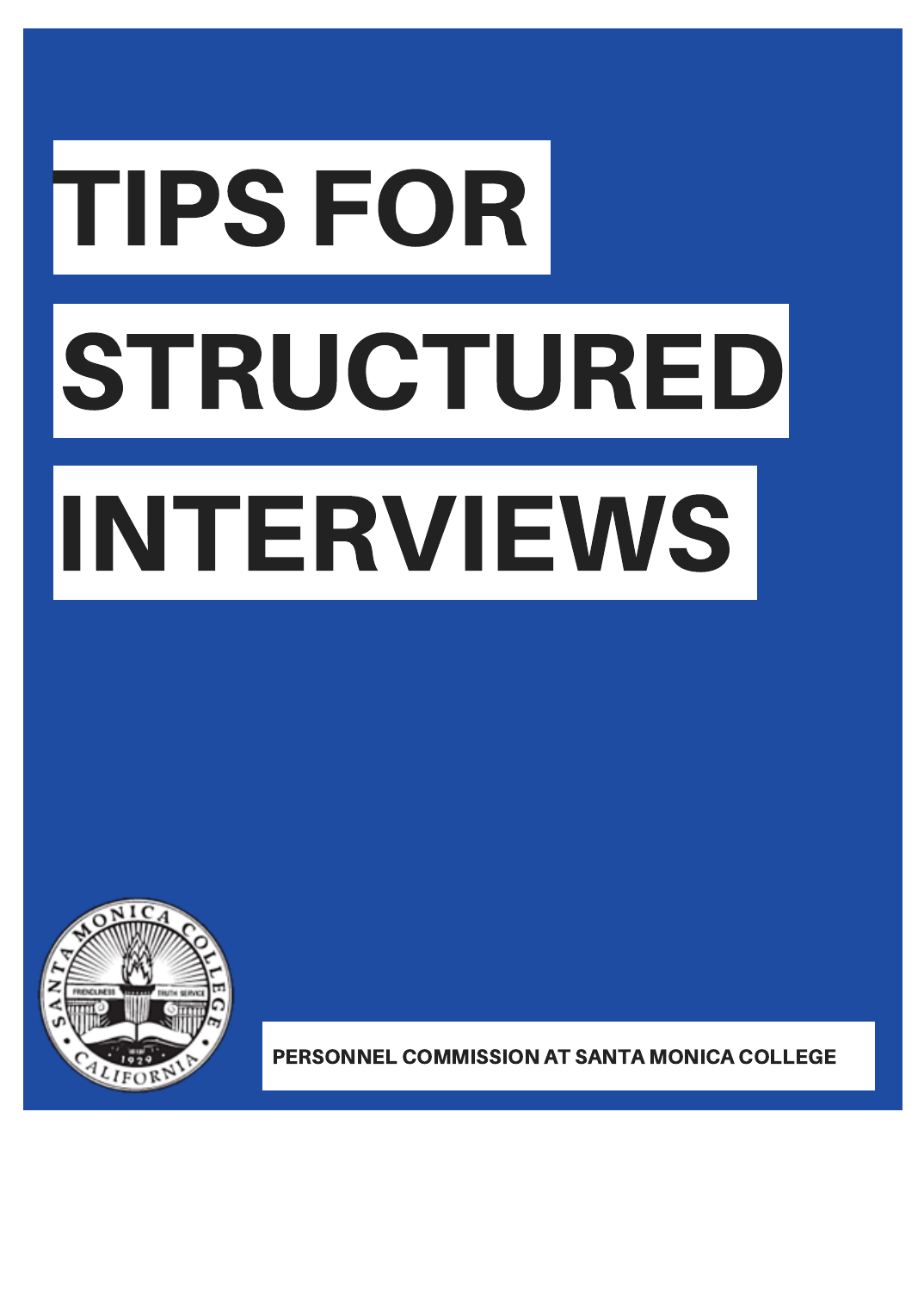# TIPS FOR STRUCTURED INTERVIEWS

PERSONNEL COMMISSION AT SANTA MONICA COLLEGE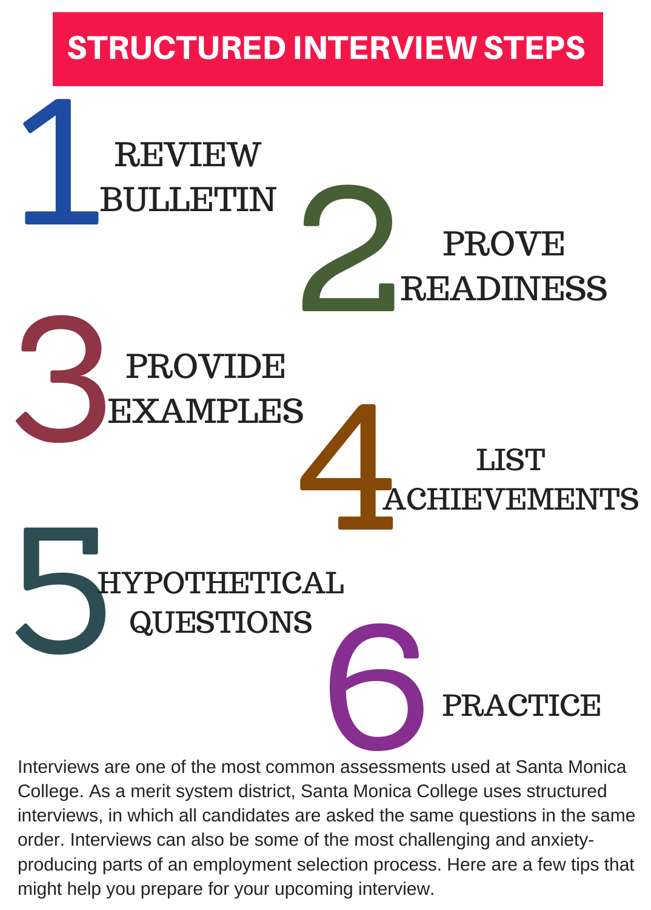# STRUCTURED INTERVIEW STEPS

1. REVIEW BULLETIN
2. PROVE READINESS
3. PROVIDE EXAMPLES
4. LIST ACHIEVEMENTS
5. HYPOTHETICAL QUESTIONS
6. PRACTICE

Interviews are one of the most common assessments used at Santa Monica College. As a merit system district, Santa Monica College uses structured interviews, in which all candidates are asked the same questions in the same order. Interviews can also be some of the most challenging and anxiety-producing parts of an employment selection process. Here are a few tips that might help you prepare for your upcoming interview.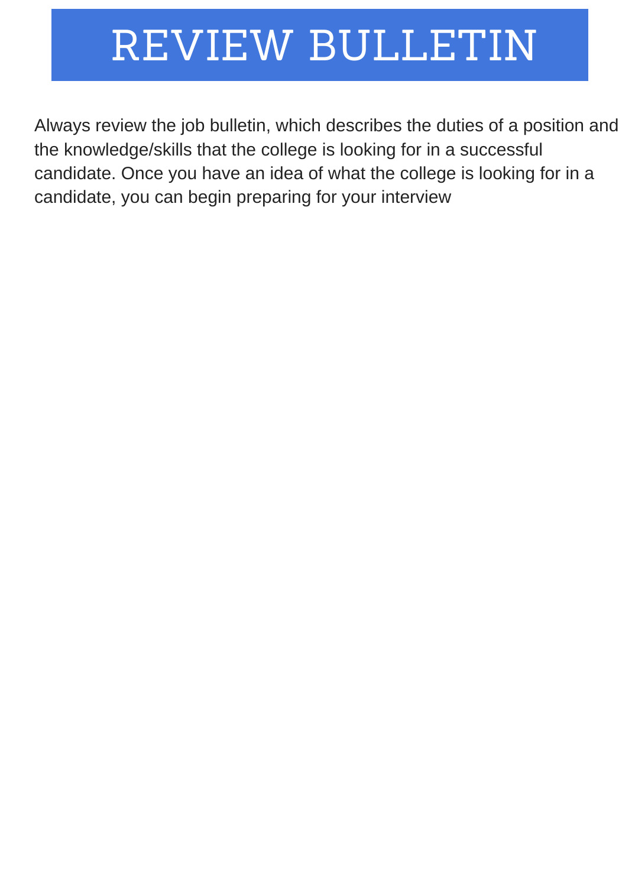# REVIEW BULLETIN

Always review the job bulletin, which describes the duties of a position and the knowledge/skills that the college is looking for in a successful candidate. Once you have an idea of what the college is looking for in a candidate, you can begin preparing for your interview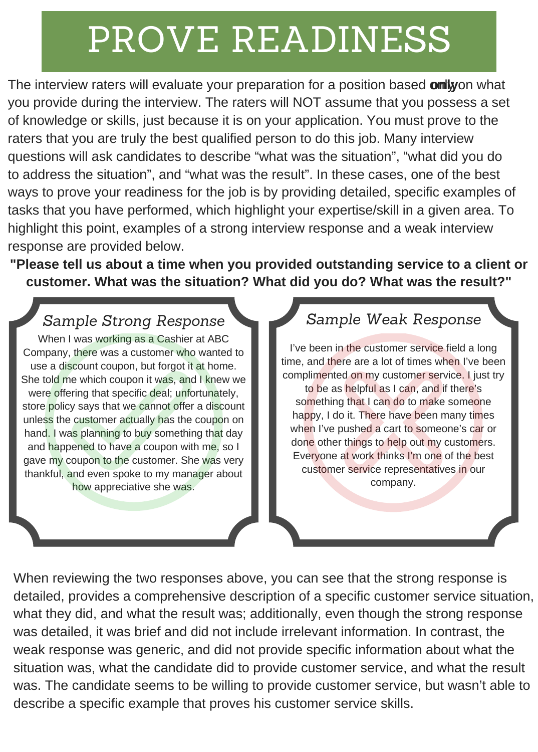# PROVE READINESS

The interview raters will evaluate your preparation for a position based **only** on what you provide during the interview. The raters will NOT assume that you possess a set of knowledge or skills, just because it is on your application. You must prove to the raters that you are truly the best qualified person to do this job. Many interview questions will ask candidates to describe "what was the situation", "what did you do to address the situation", and "what was the result". In these cases, one of the best ways to prove your readiness for the job is by providing detailed, specific examples of tasks that you have performed, which highlight your expertise/skill in a given area. To highlight this point, examples of a strong interview response and a weak interview response are provided below.

**"Please tell us about a time when you provided outstanding service to a client or customer. What was the situation? What did you do? What was the result?"**

### *Sample Strong Response*

When I was working as a Cashier at ABC Company, there was a customer who wanted to use a discount coupon, but forgot it at home. She told me which coupon it was, and I knew we were offering that specific deal; unfortunately, store policy says that we cannot offer a discount unless the customer actually has the coupon on hand. I was planning to buy something that day and happened to have a coupon with me, so I gave my coupon to the customer. She was very thankful, and even spoke to my manager about how appreciative she was.

### *Sample Weak Response*

I've been in the customer service field a long time, and there are a lot of times when I've been complimented on my customer service. I just try to be as helpful as I can, and if there's something that I can do to make someone happy, I do it. There have been many times when I've pushed a cart to someone's car or done other things to help out my customers. Everyone at work thinks I'm one of the best customer service representatives in our company.

When reviewing the two responses above, you can see that the strong response is detailed, provides a comprehensive description of a specific customer service situation, what they did, and what the result was; additionally, even though the strong response was detailed, it was brief and did not include irrelevant information. In contrast, the weak response was generic, and did not provide specific information about what the situation was, what the candidate did to provide customer service, and what the result was. The candidate seems to be willing to provide customer service, but wasn't able to describe a specific example that proves his customer service skills.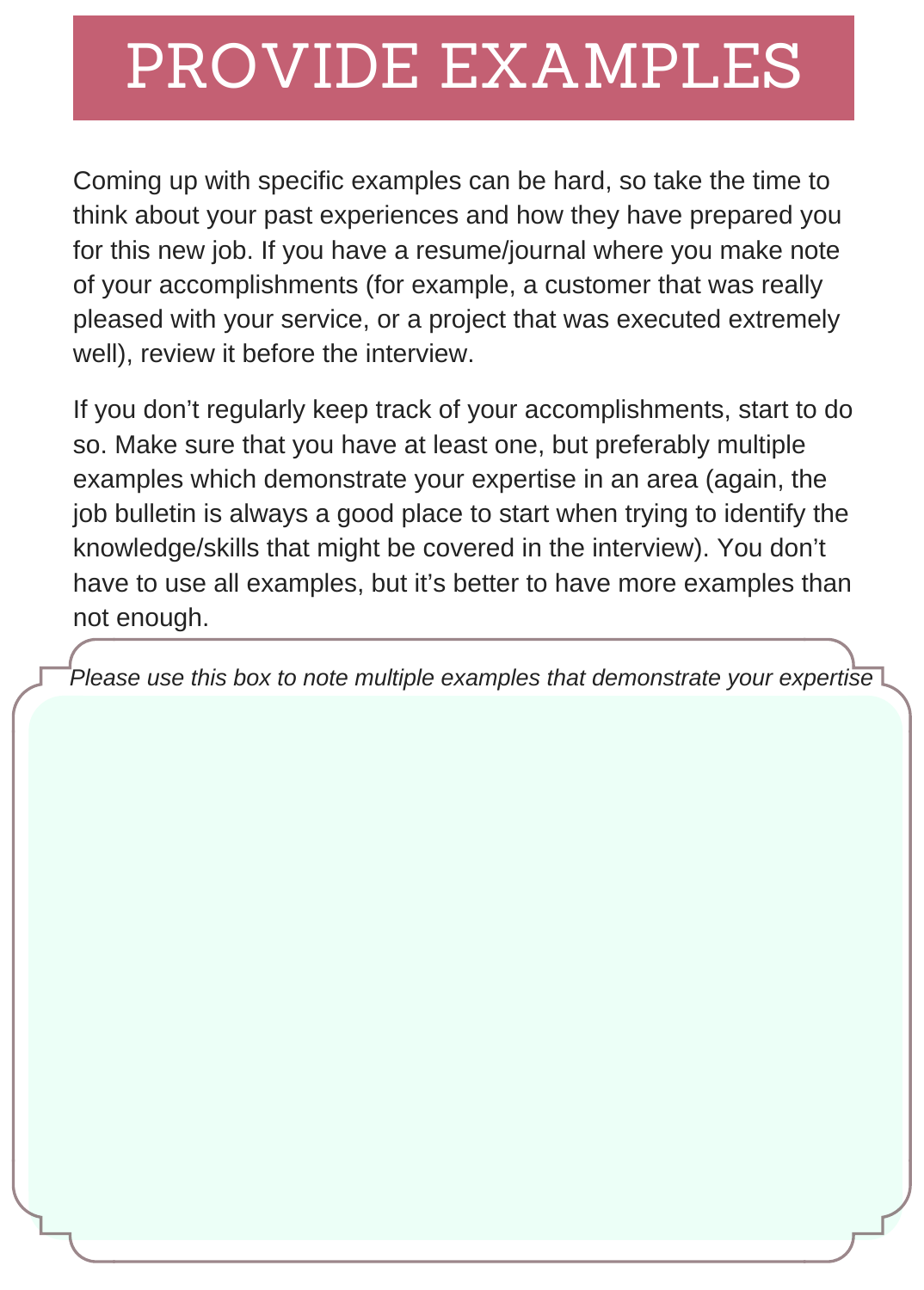# PROVIDE EXAMPLES

Coming up with specific examples can be hard, so take the time to think about your past experiences and how they have prepared you for this new job. If you have a resume/journal where you make note of your accomplishments (for example, a customer that was really pleased with your service, or a project that was executed extremely well), review it before the interview.

If you don't regularly keep track of your accomplishments, start to do so. Make sure that you have at least one, but preferably multiple examples which demonstrate your expertise in an area (again, the job bulletin is always a good place to start when trying to identify the knowledge/skills that might be covered in the interview). You don't have to use all examples, but it's better to have more examples than not enough.

*Please use this box to note multiple examples that demonstrate your expertise*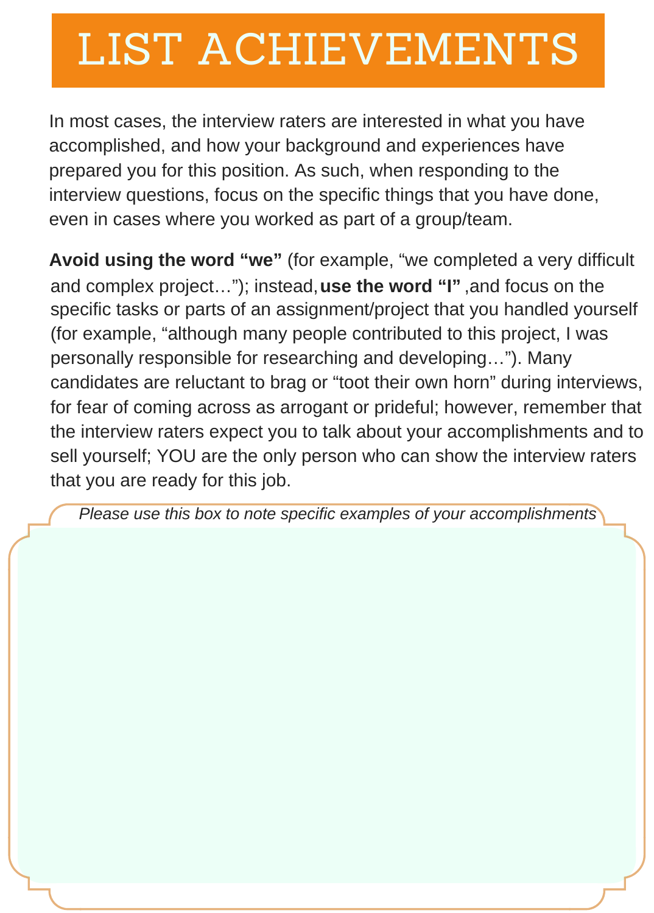# LIST ACHIEVEMENTS

In most cases, the interview raters are interested in what you have accomplished, and how your background and experiences have prepared you for this position. As such, when responding to the interview questions, focus on the specific things that you have done, even in cases where you worked as part of a group/team.

**Avoid using the word "we"** (for example, "we completed a very difficult and complex project…"); instead, **use the word "I"** ,and focus on the specific tasks or parts of an assignment/project that you handled yourself (for example, "although many people contributed to this project, I was personally responsible for researching and developing…"). Many candidates are reluctant to brag or "toot their own horn" during interviews, for fear of coming across as arrogant or prideful; however, remember that the interview raters expect you to talk about your accomplishments and to sell yourself; YOU are the only person who can show the interview raters that you are ready for this job.

*Please use this box to note specific examples of your accomplishments*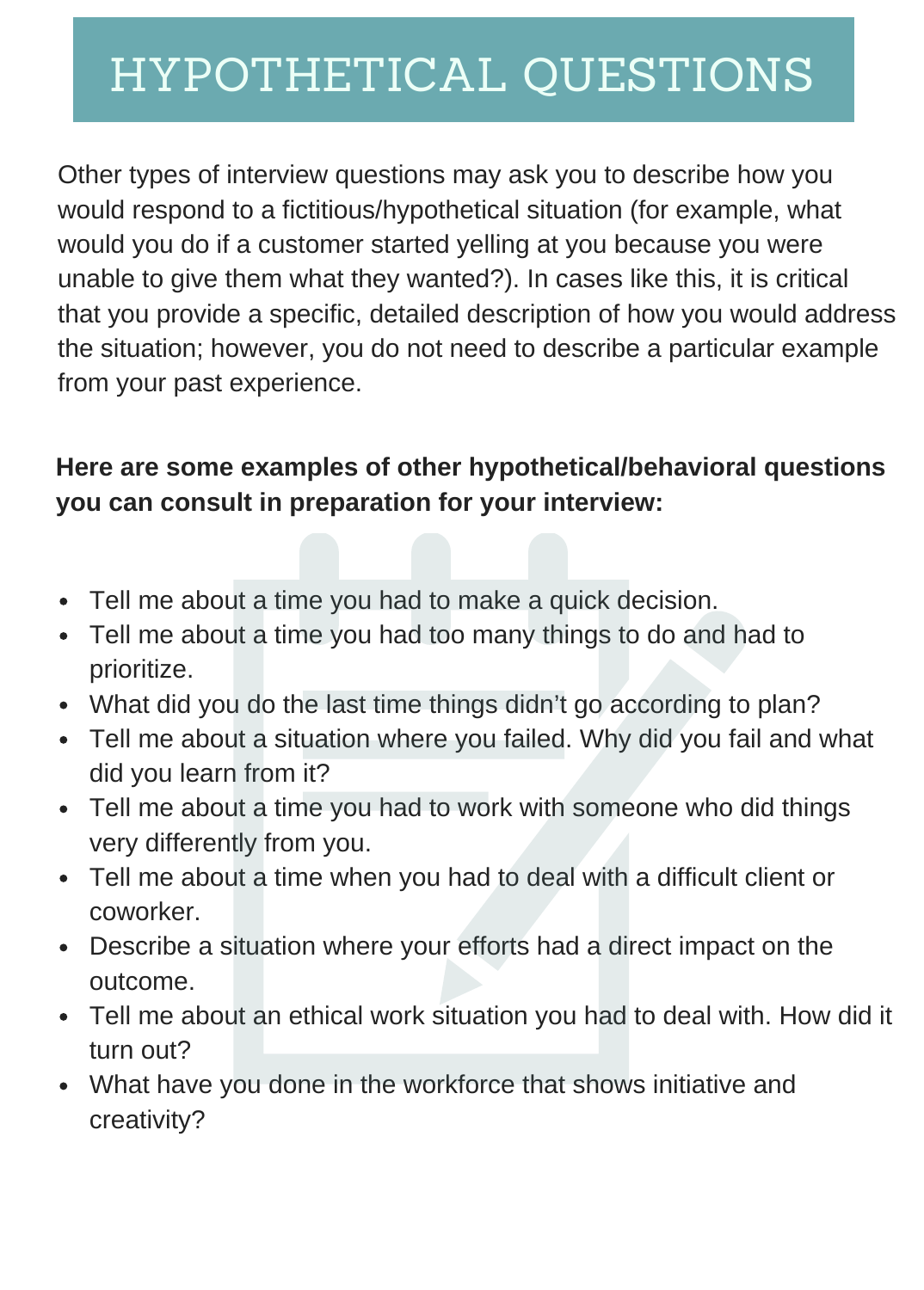# HYPOTHETICAL QUESTIONS

Other types of interview questions may ask you to describe how you would respond to a fictitious/hypothetical situation (for example, what would you do if a customer started yelling at you because you were unable to give them what they wanted?). In cases like this, it is critical that you provide a specific, detailed description of how you would address the situation; however, you do not need to describe a particular example from your past experience.

**Here are some examples of other hypothetical/behavioral questions you can consult in preparation for your interview:**

- Tell me about a time you had to make a quick decision.
- Tell me about a time you had too many things to do and had to prioritize.
- What did you do the last time things didn't go according to plan?
- Tell me about a situation where you failed. Why did you fail and what did you learn from it?
- Tell me about a time you had to work with someone who did things very differently from you.
- Tell me about a time when you had to deal with a difficult client or coworker.
- Describe a situation where your efforts had a direct impact on the outcome.
- Tell me about an ethical work situation you had to deal with. How did it turn out?
- What have you done in the workforce that shows initiative and creativity?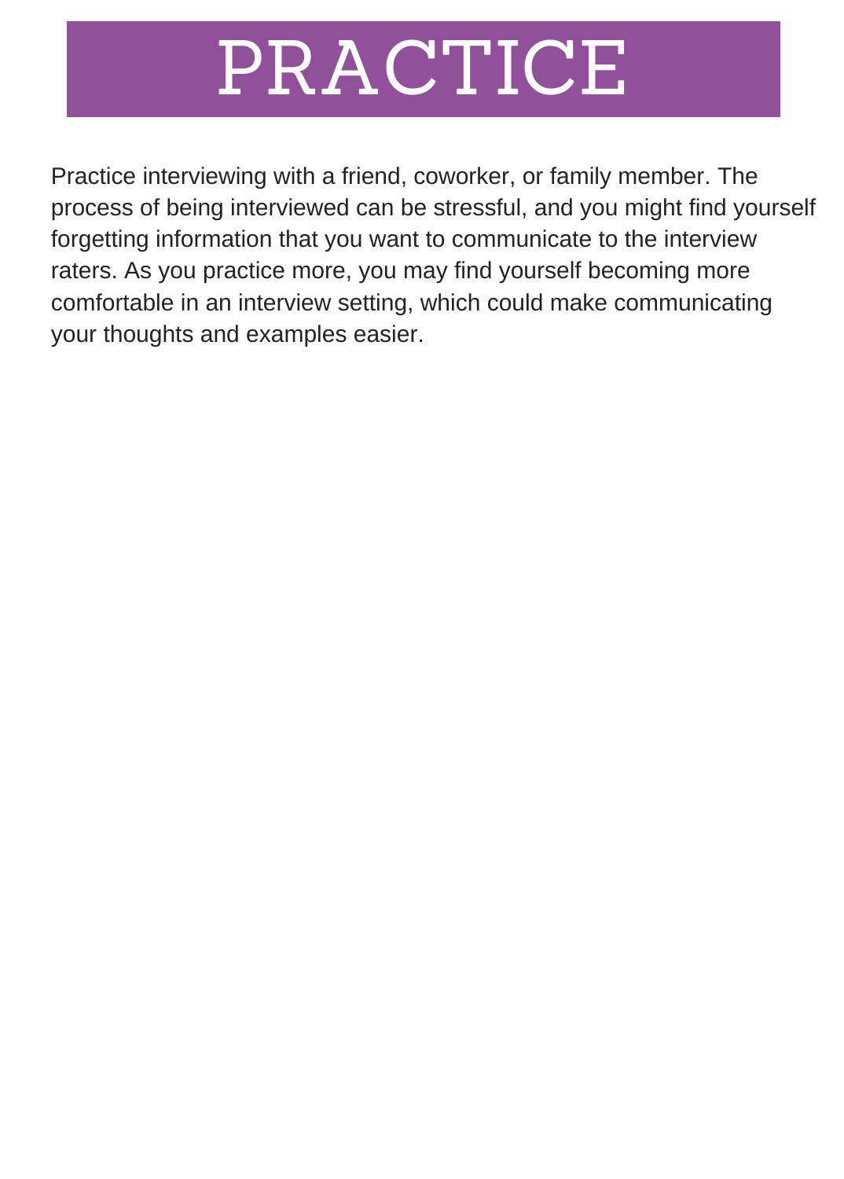# PRACTICE

Practice interviewing with a friend, coworker, or family member. The process of being interviewed can be stressful, and you might find yourself forgetting information that you want to communicate to the interview raters. As you practice more, you may find yourself becoming more comfortable in an interview setting, which could make communicating your thoughts and examples easier.